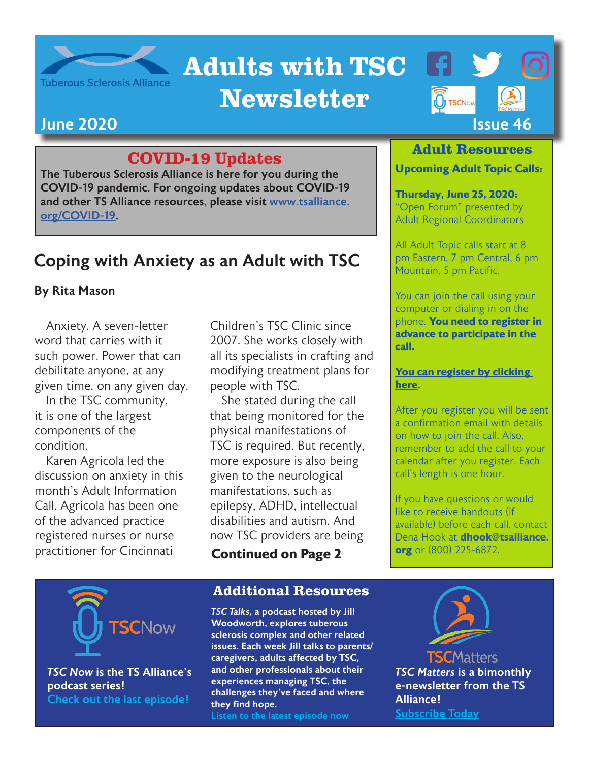Tuberous Sclerosis Alliance

# Adults with TSC Newsletter

**June 2020** **Issue 46**

## COVID-19 Updates

**The Tuberous Sclerosis Alliance is here for you during the COVID-19 pandemic. For ongoing updates about COVID-19 and other TS Alliance resources, please visit [www.tsalliance.org/COVID-19](www.tsalliance.org/COVID-19).**

## Coping with Anxiety as an Adult with TSC

**By Rita Mason**

Anxiety. A seven-letter word that carries with it such power. Power that can debilitate anyone, at any given time, on any given day.

In the TSC community, it is one of the largest components of the condition.

Karen Agricola led the discussion on anxiety in this month's Adult Information Call. Agricola has been one of the advanced practice registered nurses or nurse practitioner for Cincinnati Children's TSC Clinic since 2007. She works closely with all its specialists in crafting and modifying treatment plans for people with TSC.

She stated during the call that being monitored for the physical manifestations of TSC is required. But recently, more exposure is also being given to the neurological manifestations, such as epilepsy, ADHD, intellectual disabilities and autism. And now TSC providers are being

**Continued on Page 2**

## Adult Resources

**Upcoming Adult Topic Calls:**

**Thursday, June 25, 2020:** "Open Forum" presented by Adult Regional Coordinators

All Adult Topic calls start at 8 pm Eastern, 7 pm Central, 6 pm Mountain, 5 pm Pacific.

You can join the call using your computer or dialing in on the phone. **You need to register in advance to participate in the call.**

**You can register by clicking here.**

After you register you will be sent a confirmation email with details on how to join the call. Also, remember to add the call to your calendar after you register. Each call's length is one hour.

If you have questions or would like to receive handouts (if available) before each call, contact Dena Hook at **dhook@tsalliance.org** or (800) 225-6872.

TSCNow

***TSC Now* is the TS Alliance's podcast series!**
Check out the last episode!

## Additional Resources

***TSC Talks,* a podcast hosted by Jill Woodworth, explores tuberous sclerosis complex and other related issues. Each week Jill talks to parents/caregivers, adults affected by TSC, and other professionals about their experiences managing TSC, the challenges they've faced and where they find hope.**
Listen to the latest episode now

TSCMatters

***TSC Matters* is a bimonthly e-newsletter from the TS Alliance!**
Subscribe Today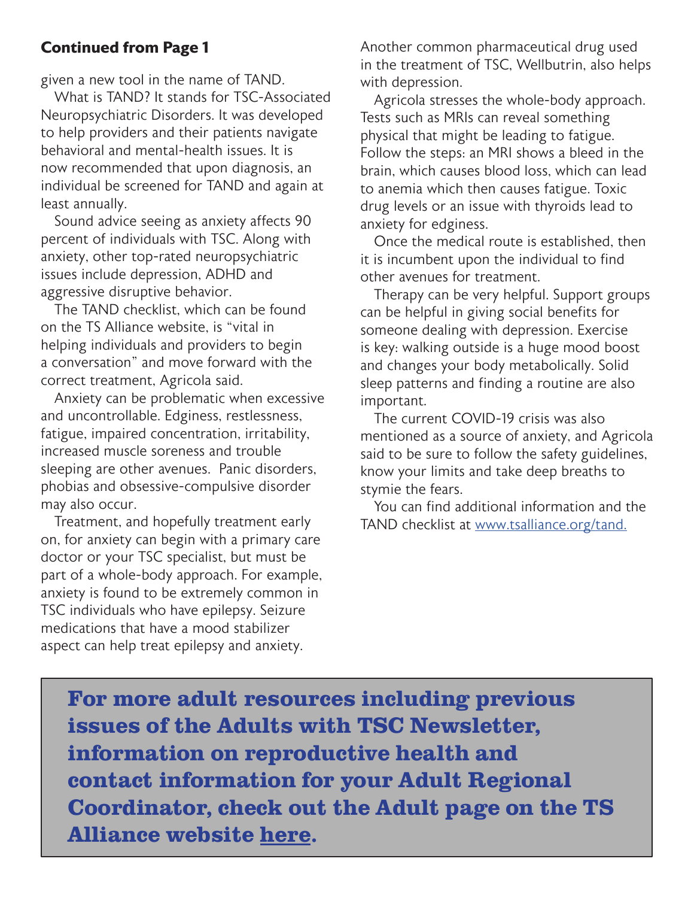**Continued from Page 1**

given a new tool in the name of TAND.

What is TAND? It stands for TSC-Associated Neuropsychiatric Disorders. It was developed to help providers and their patients navigate behavioral and mental-health issues. It is now recommended that upon diagnosis, an individual be screened for TAND and again at least annually.

Sound advice seeing as anxiety affects 90 percent of individuals with TSC. Along with anxiety, other top-rated neuropsychiatric issues include depression, ADHD and aggressive disruptive behavior.

The TAND checklist, which can be found on the TS Alliance website, is "vital in helping individuals and providers to begin a conversation" and move forward with the correct treatment, Agricola said.

Anxiety can be problematic when excessive and uncontrollable. Edginess, restlessness, fatigue, impaired concentration, irritability, increased muscle soreness and trouble sleeping are other avenues. Panic disorders, phobias and obsessive-compulsive disorder may also occur.

Treatment, and hopefully treatment early on, for anxiety can begin with a primary care doctor or your TSC specialist, but must be part of a whole-body approach. For example, anxiety is found to be extremely common in TSC individuals who have epilepsy. Seizure medications that have a mood stabilizer aspect can help treat epilepsy and anxiety.

Another common pharmaceutical drug used in the treatment of TSC, Wellbutrin, also helps with depression.

Agricola stresses the whole-body approach. Tests such as MRIs can reveal something physical that might be leading to fatigue. Follow the steps: an MRI shows a bleed in the brain, which causes blood loss, which can lead to anemia which then causes fatigue. Toxic drug levels or an issue with thyroids lead to anxiety for edginess.

Once the medical route is established, then it is incumbent upon the individual to find other avenues for treatment.

Therapy can be very helpful. Support groups can be helpful in giving social benefits for someone dealing with depression. Exercise is key: walking outside is a huge mood boost and changes your body metabolically. Solid sleep patterns and finding a routine are also important.

The current COVID-19 crisis was also mentioned as a source of anxiety, and Agricola said to be sure to follow the safety guidelines, know your limits and take deep breaths to stymie the fears.

You can find additional information and the TAND checklist at [www.tsalliance.org/tand.](www.tsalliance.org/tand)

**For more adult resources including previous issues of the Adults with TSC Newsletter, information on reproductive health and contact information for your Adult Regional Coordinator, check out the Adult page on the TS Alliance website here.**